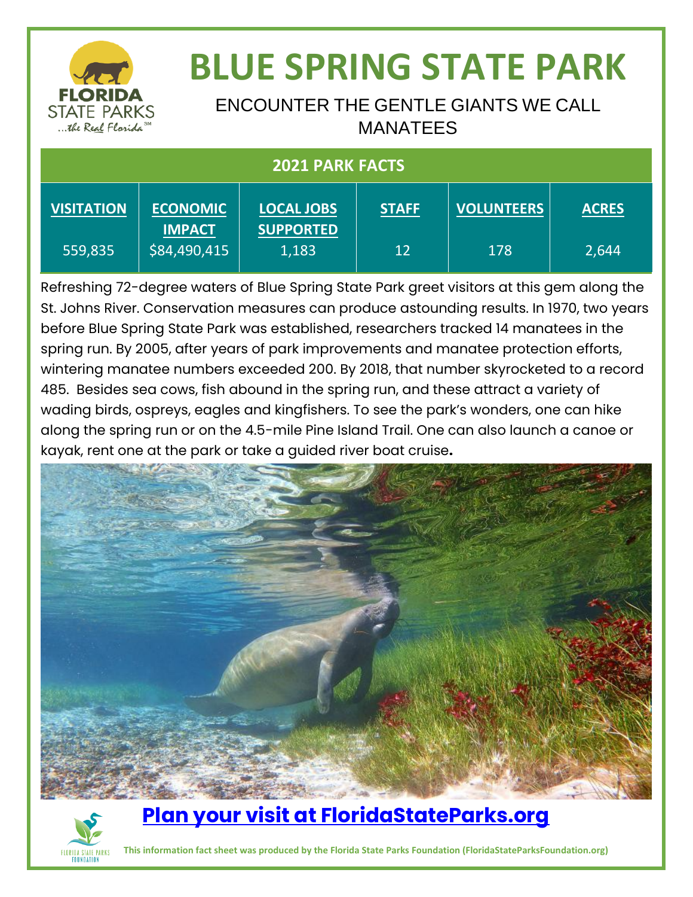# BLUE SPRING STATE PARK

## ENCOUNTER THE GENTLE GIANTS WE CALL MANATEES

| 2021 PARK FACTS | | | | | |
|---|---|---|---|---|---|
| **VISITATION** | **ECONOMIC IMPACT** | **LOCAL JOBS SUPPORTED** | **STAFF** | **VOLUNTEERS** | **ACRES** |
| 559,835 | $84,490,415 | 1,183 | 12 | 178 | 2,644 |

Refreshing 72-degree waters of Blue Spring State Park greet visitors at this gem along the St. Johns River. Conservation measures can produce astounding results. In 1970, two years before Blue Spring State Park was established, researchers tracked 14 manatees in the spring run. By 2005, after years of park improvements and manatee protection efforts, wintering manatee numbers exceeded 200. By 2018, that number skyrocketed to a record 485. Besides sea cows, fish abound in the spring run, and these attract a variety of wading birds, ospreys, eagles and kingfishers. To see the park's wonders, one can hike along the spring run or on the 4.5-mile Pine Island Trail. One can also launch a canoe or kayak, rent one at the park or take a guided river boat cruise**.**

**Plan your visit at FloridaStateParks.org**

**This information fact sheet was produced by the Florida State Parks Foundation (FloridaStateParksFoundation.org)**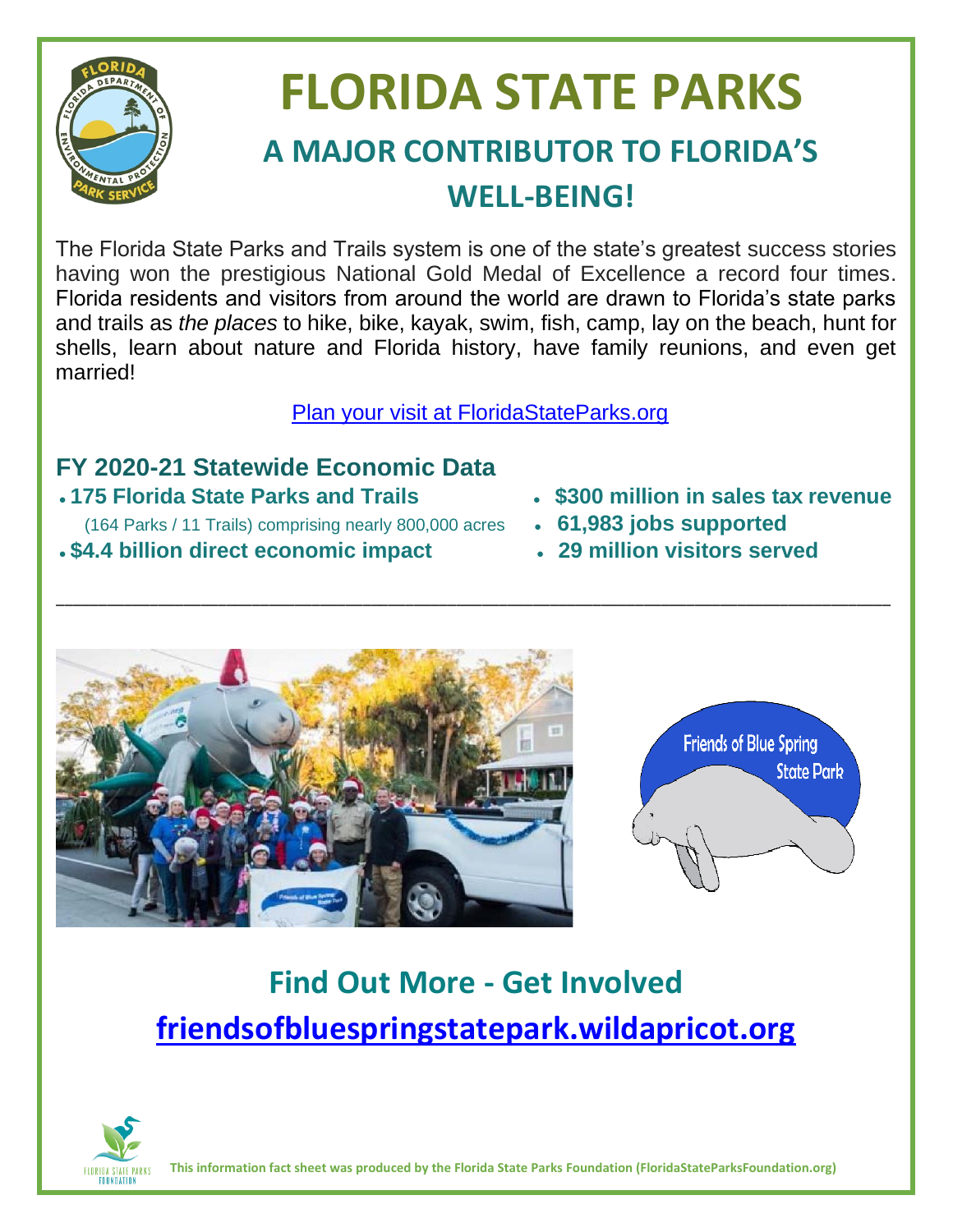# FLORIDA STATE PARKS

## A MAJOR CONTRIBUTOR TO FLORIDA'S WELL-BEING!

The Florida State Parks and Trails system is one of the state's greatest success stories having won the prestigious National Gold Medal of Excellence a record four times. Florida residents and visitors from around the world are drawn to Florida's state parks and trails as *the places* to hike, bike, kayak, swim, fish, camp, lay on the beach, hunt for shells, learn about nature and Florida history, have family reunions, and even get married!

Plan your visit at FloridaStateParks.org

### FY 2020-21 Statewide Economic Data

- **175 Florida State Parks and Trails**
  (164 Parks / 11 Trails) comprising nearly 800,000 acres
- **$4.4 billion direct economic impact**
- **$300 million in sales tax revenue**
- **61,983 jobs supported**
- **29 million visitors served**

---

## Find Out More - Get Involved

**friendsofbluespringstatepark.wildapricot.org**

**This information fact sheet was produced by the Florida State Parks Foundation (FloridaStateParksFoundation.org)**